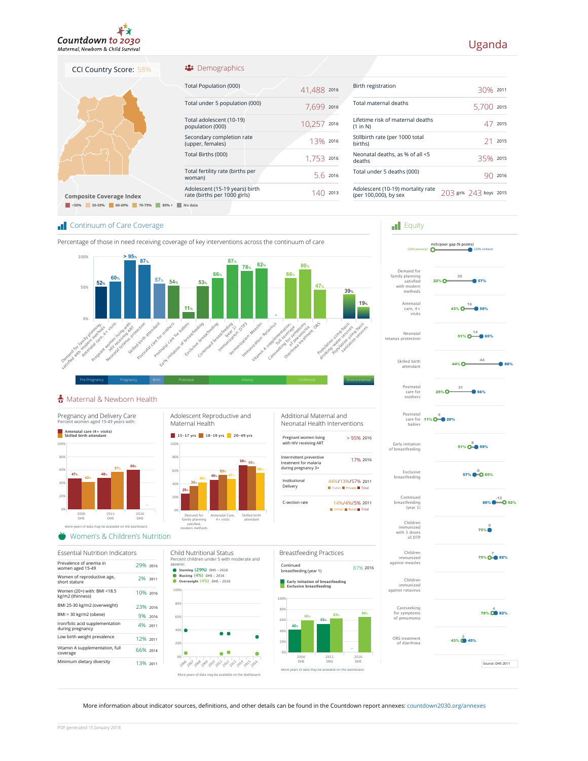# Countdown to 2030

*Maternal, Newborn & Child Survival*

# Uganda

**CCI Country Score:** 58%

## Demographics

| Indicator | Value | Year |
|---|---|---|
| Total Population (000) | 41,488 | 2016 |
| Total under 5 population (000) | 7,699 | 2016 |
| Total adolescent (10-19) population (000) | 10,257 | 2016 |
| Secondary completion rate (upper, females) | 13% | 2016 |
| Total Births (000) | 1,753 | 2016 |
| Total fertility rate (births per woman) | 5.6 | 2016 |
| Adolescent (15-19 years) birth rate (births per 1000 girls) | 140 | 2013 |
| Birth registration | 30% | 2011 |
| Total maternal deaths | 5,700 | 2015 |
| Lifetime risk of maternal deaths (1 in N) | 47 | 2015 |
| Stillbirth rate (per 1000 total births) | 21 | 2015 |
| Neonatal deaths, as % of all <5 deaths | 35% | 2015 |
| Total under 5 deaths (000) | 90 | 2016 |
| Adolescent (10-19) mortality rate (per 100,000), by sex | 203 girls, 243 boys | 2015 |

**Composite Coverage Index**

<50% | 50-59% | 60-69% | 70-79% | 80% + | No data

## Continuum of Care Coverage

Percentage of those in need receiving coverage of key interventions across the continuum of care

| Stage | Intervention | Coverage |
|---|---|---|
| Pre-Pregnancy | Demand for family planning satisfied with modern methods | 52% |
| Pregnancy | Antenatal care, 4+ visits | 60% |
| Pregnancy | Pregnant women living with HIV receiving ART | > 95% |
| Pregnancy | Neonatal tetanus protection | 87% |
| Birth | Skilled birth attendant | 57% |
| Postnatal | Postnatal care for mothers | 54% |
| Postnatal | Postnatal care for babies | 11% |
| Postnatal | Early initiation of breastfeeding | 53% |
| Infancy | Exclusive breastfeeding | 66% |
| Infancy | Continued breastfeeding (year 1) | 87% |
| Infancy | Immunization: DTP3 | 78% |
| Infancy | Immunization: Measles | 82% |
| Infancy | Immunization: Rotavirus | - |
| Childhood | Vitamin A supplementation, full coverage | 66% |
| Childhood | Careseeking for symptoms of pneumonia | 80% |
| Childhood | Diarrhoea treatment: ORS | 47% |
| Environmental | Population using basic drinking water services | 39% |
| Environmental | Population using basic sanitation services | 19% |

## Equity

rich/poor gap (% points): (20% poorest) – (20% richest)

| Indicator | Poorest | Gap | Richest |
|---|---|---|---|
| Demand for family planning satisfied with modern methods | 22% | 35 | 57% |
| Antenatal care, 4+ visits | 43% | 16 | 59% |
| Neonatal tetanus protection | 51% | 14 | 65% |
| Skilled birth attendant | 44% | 44 | 88% |
| Postnatal care for mothers | 25% | 31 | 56% |
| Postnatal care for babies | 11% | 9 | 20% |
| Early initiation of breastfeeding | 51% | 8 | 59% |
| Exclusive breastfeeding | 65% | -8 | 57% |
| Continued breastfeeding (year 1) | 92% | -12 | 80% |
| Children immunized with 3 doses of DTP | 75% | 0 | 75% |
| Children immunized against measles | 75% | 7 | 82% |
| Children immunized against rotavirus | | | |
| Careseeking for symptoms of pneumonia | 78% | 4 | 82% |
| ORS treatment of diarrhoea | 43% | 2 | 45% |

Source: DHS 2011

## Maternal & Newborn Health

### Pregnancy and Delivery Care

Percent women aged 15-49 years with:

| Survey | Antenatal care (4+ visits) | Skilled birth attendant |
|---|---|---|
| 2006 DHS | 47% | 42% |
| 2011 DHS | 48% | 57% |
| 2016 DHS | 60% | - |

More years of data may be available on the dashboard.

### Adolescent Reproductive and Maternal Health

| Indicator | 15–17 yrs | 18–19 yrs | 20–49 yrs |
|---|---|---|---|
| Demand for family planning satisfied, modern methods | 25% | 36% | 42% |
| Antenatal Care, 4+ visits | 46% | 53% | 47% |
| Skilled birth attendant | 68% | 66% | 56% |

### Additional Maternal and Neonatal Health Interventions

| Indicator | Value | Year |
|---|---|---|
| Pregnant women living with HIV receiving ART | > 95% | 2016 |
| Intermittent preventive treatment for malaria during pregnancy 3+ | 17% | 2016 |
| Institutional Delivery (Public / Private / Total) | 44%/13%/57% | 2011 |
| C-section rate (Urban / Rural / Total) | 14%/4%/5% | 2011 |

## Women's & Children's Nutrition

### Essential Nutrition Indicators

| Indicator | Value | Year |
|---|---|---|
| Prevalence of anemia in women aged 15-49 | 29% | 2016 |
| Women of reproductive age, short stature | 2% | 2011 |
| Women (20+) with: BMI <18.5 kg/m2 (thinness) | 10% | 2016 |
| BMI 25-30 kg/m2 (overweight) | 23% | 2016 |
| BMI > 30 kg/m2 (obese) | 9% | 2016 |
| Iron/folic acid supplementation during pregnancy | 4% | 2011 |
| Low birth weight prevalence | 12% | 2011 |
| Vitamin A supplementation, full coverage | 66% | 2014 |
| Minimum dietary diversity | 13% | 2011 |

### Child Nutritional Status

Percent children under 5 with moderate and severe:

- Stunting (29%) DHS - 2016
- Wasting (4%) DHS - 2016
- Overweight (4%) DHS - 2016

More years of data may be available on the dashboard.

### Breastfeeding Practices

| Indicator | Value | Year |
|---|---|---|
| Continued breastfeeding (year 1) | 87% | 2016 |

| Survey | Early initiation of breastfeeding | Exclusive breastfeeding |
|---|---|---|
| 2006 DHS | 42% | 60% |
| 2011 DHS | 53% | 63% |
| 2016 DHS | - | 66% |

More years of data may be available on the dashboard.

More information about indicator sources, definitions, and other details can be found in the Countdown report annexes: countdown2030.org/annexes

PDF generated 15 January 2018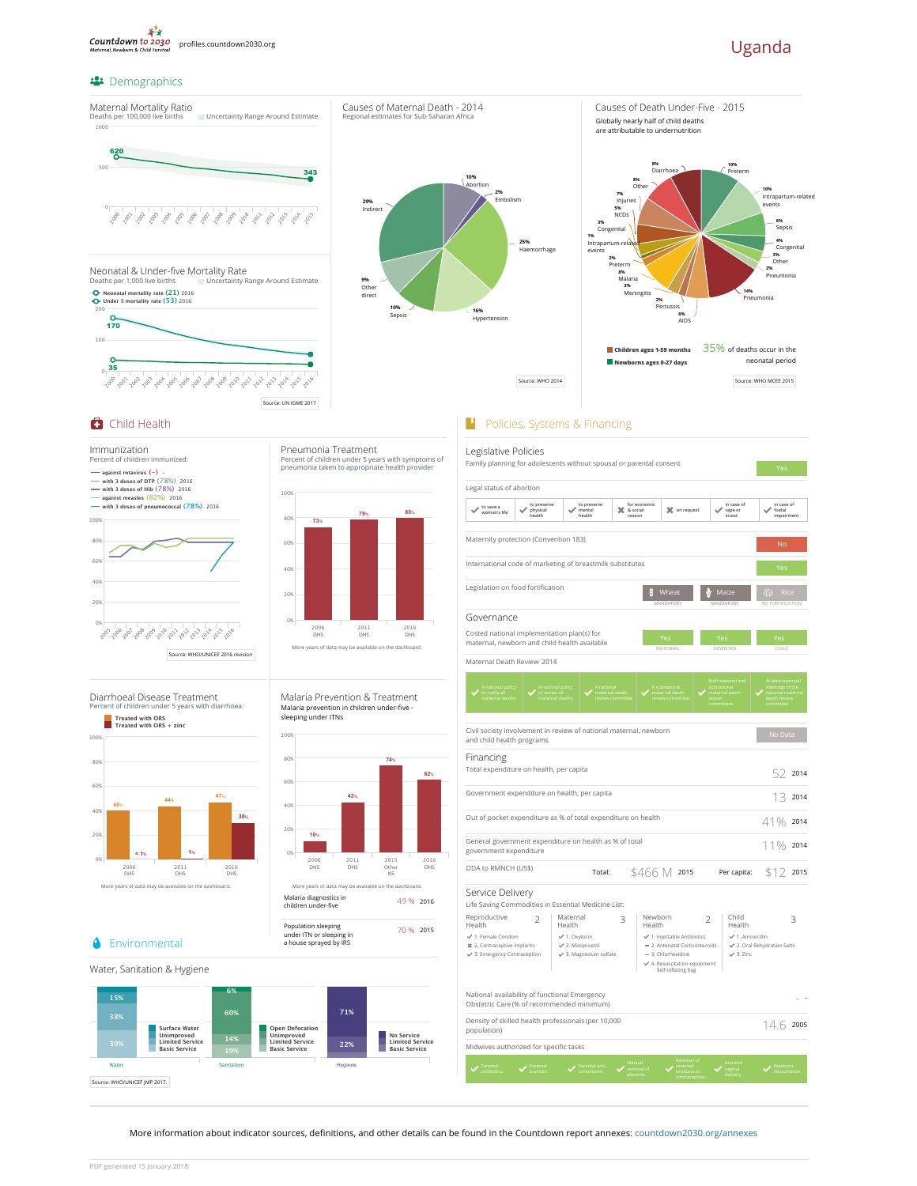Countdown to 2030
Maternal, Newborn & Child Survival

profiles.countdown2030.org

# Uganda

## Demographics

### Maternal Mortality Ratio

Deaths per 100,000 live births

Uncertainty Range Around Estimate

1000
500
0
620
343
2000 2001 2002 2003 2004 2005 2006 2007 2008 2009 2010 2011 2012 2013 2014 2015

### Causes of Maternal Death - 2014

Regional estimates for Sub-Saharan Africa

10% Abortion
2% Embolism
25% Haemorrhage
16% Hypertension
10% Sepsis
9% Other direct
29% Indirect

Source: WHO 2014

### Causes of Death Under-Five - 2015

Globally nearly half of child deaths are attributable to undernutrition

8% Diarrhoea
10% Preterm
10% Intrapartum-related events
6% Sepsis
4% Congenital
3% Other
2% Pneumonia
14% Pneumonia
6% AIDS
2% Pertussis
3% Meningitis
8% Malaria
2% Preterm
1% Intrapartum-related events
3% Congenital
5% NCDs
7% Injuries
8% Other

Children ages 1-59 months
Newborns ages 0-27 days

35% of deaths occur in the neonatal period

Source: WHO MCEE 2015

### Neonatal & Under-five Mortality Rate

Deaths per 1,000 live births

Uncertainty Range Around Estimate

Neonatal mortality rate (21) 2016
Under 5 mortality rate (53) 2016

200
100
0
170
35
2000 2001 2002 2003 2004 2005 2006 2007 2008 2009 2010 2011 2012 2013 2014 2015 2016

Source: UN IGME 2017

## Child Health

### Immunization

Percent of children immunized:

against rotavirus (–) -
with 3 doses of DTP (78%) 2016
with 3 doses of Hib (78%) 2016
against measles (82%) 2016
with 3 doses of pneumococcal (78%) 2016

100%
80%
60%
40%
20%
0%
2005 2006 2007 2008 2009 2010 2011 2012 2013 2014 2015 2016

Source: WHO/UNICEF 2016 revision

### Pneumonia Treatment

Percent of children under 5 years with symptoms of pneumonia taken to appropriate health provider

100%
80%
60%
40%
20%
0%
73%
79%
80%
2006 DHS
2011 DHS
2016 DHS

More years of data may be available on the dashboard.

### Diarrhoeal Disease Treatment

Percent of children under 5 years with diarrhoea:

Treated with ORS
Treated with ORS + zinc

100%
80%
60%
40%
20%
0%
40%
< 1%
44%
1%
47%
30%
2006 DHS
2011 DHS
2016 DHS

More years of data may be available on the dashboard.

### Malaria Prevention & Treatment

Malaria prevention in children under-five - sleeping under ITNs

100%
80%
60%
40%
20%
0%
10%
43%
74%
62%
2006 DHS
2011 DHS
2015 Other NS
2016 DHS

More years of data may be available on the dashboard.

| | | |
|---|---|---|
| Malaria diagnostics in children under-five | 49 % | 2016 |
| Population sleeping under ITN or sleeping in a house sprayed by IRS | 70 % | 2015 |

## Environmental

### Water, Sanitation & Hygiene

Water: 15%, 38%, 39%
Surface Water
Unimproved
Limited Service
Basic Service

Sanitation: 6%, 60%, 14%, 19%
Open Defecation
Unimproved
Limited Service
Basic Service

Hygiene: 71%, 22%
No Service
Limited Service
Basic Service

Source: WHO/UNICEF JMP 2017.

## Policies, Systems & Financing

### Legislative Policies

| | |
|---|---|
| Family planning for adolescents without spousal or parental consent | Yes |

Legal status of abortion

| to save a woman's life | to preserve physical health | to preserve mental health | for economic & social reason | on request | in case of rape or incest | in case of foetal impairment |
|---|---|---|---|---|---|---|
| ✔ | ✔ | ✔ | ✖ | ✖ | ✔ | ✔ |

| | |
|---|---|
| Maternity protection (Convention 183) | No |
| International code of marketing of breastmilk substitutes | Yes |

Legislation on food fortification

| Wheat | Maize | Rice |
|---|---|---|
| MANDATORY | MANDATORY | NO FORTIFICATION |

### Governance

Costed national implementation plan(s) for maternal, newborn and child health available

| MATERNAL | NEWBORN | CHILD |
|---|---|---|
| Yes | Yes | Yes |

Maternal Death Review 2014

| | | | | | |
|---|---|---|---|---|---|
| ✔ A national policy to notify all maternal deaths | ✔ A national policy to review all maternal deaths | ✔ A national maternal death review committee | ✔ A subnational maternal death review committee | ✔ Both national and subnational maternal death review committees | ✔ At least biannual meetings of the national maternal death review committee |

| | |
|---|---|
| Civil society involvement in review of national maternal, newborn and child health programs | No Data |

### Financing

| | | |
|---|---|---|
| Total expenditure on health, per capita | 52 | 2014 |
| Government expenditure on health, per capita | 13 | 2014 |
| Out of pocket expenditure as % of total expenditure on health | 41% | 2014 |
| General government expenditure on health as % of total government expenditure | 11% | 2014 |

ODA to RMNCH (US$) — Total: $466 M 2015 — Per capita: $12 2015

### Service Delivery

Life Saving Commodities in Essential Medicine List:

| Reproductive Health 2 | Maternal Health 3 | Newborn Health 2 | Child Health 3 |
|---|---|---|---|
| ✔ 1. Female Condom | ✔ 1. Oxytocin | ✔ 1. Injectable Antibiotics | ✔ 1. Amoxicillin |
| ✖ 2. Contraceptive Implants | ✔ 2. Misoprostol | – 2. Antenatal Corticosteroids | ✔ 2. Oral Rehydration Salts |
| ✔ 3. Emergency Contraception | ✔ 3. Magnesium sulfate | – 3. Chlorhexidine | ✔ 3. Zinc |
| | | ✔ 4. Resuscitation equipment: Self-inflating bag | |

| | | |
|---|---|---|
| National availability of functional Emergency Obstetric Care (% of recommended minimum) | - - | |
| Density of skilled health professionals (per 10,000 population) | 14.6 | 2005 |

Midwives authorized for specific tasks

| | | | | | | |
|---|---|---|---|---|---|---|
| ✔ Parental antibiotics | ✔ Parental oxytocin | ✔ Parental anti-convulsants | ✔ Manual removal of placenta | ✔ Removal of retained products of contraception | ✔ Assisted vaginal delivery | ✔ Newborn resuscitation |

More information about indicator sources, definitions, and other details can be found in the Countdown report annexes: countdown2030.org/annexes

PDF generated 15 January 2018